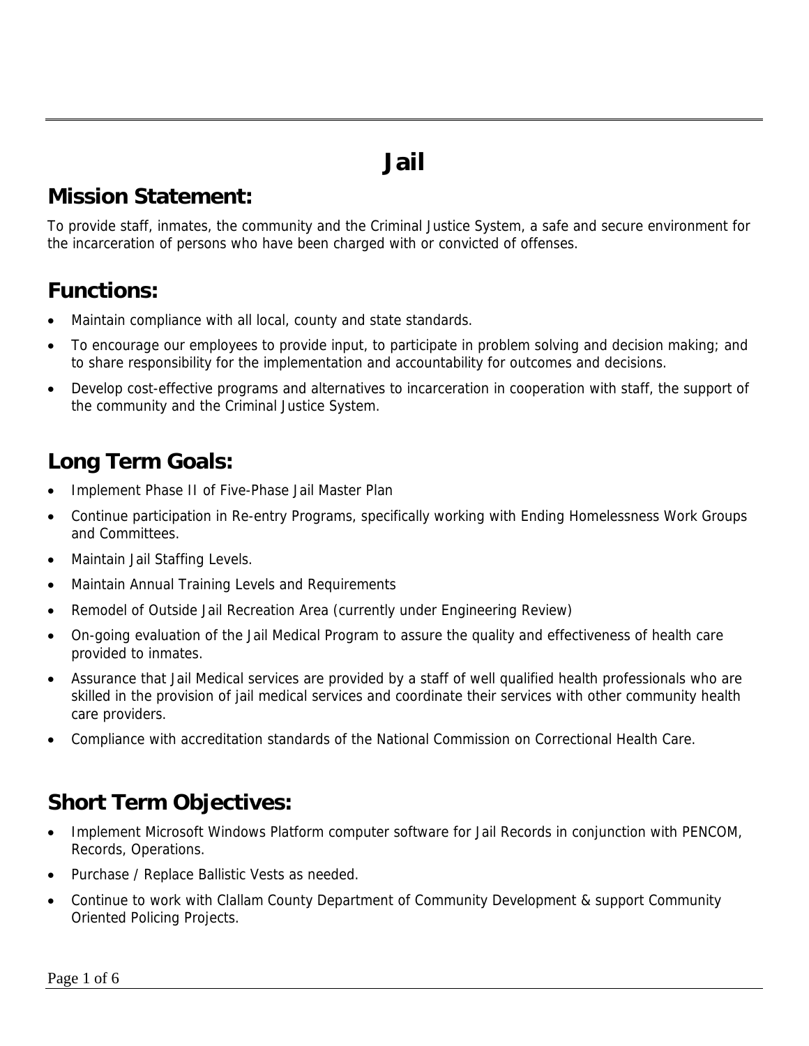# Jail

## Mission Statement:

To provide staff, inmates, the community and the Criminal Justice System, a safe and secure environment for the incarceration of persons who have been charged with or convicted of offenses.

## Functions:

- Maintain compliance with all local, county and state standards.
- To encourage our employees to provide input, to participate in problem solving and decision making; and to share responsibility for the implementation and accountability for outcomes and decisions.
- Develop cost-effective programs and alternatives to incarceration in cooperation with staff, the support of the community and the Criminal Justice System.

## Long Term Goals:

- Implement Phase II of Five-Phase Jail Master Plan
- Continue participation in Re-entry Programs, specifically working with Ending Homelessness Work Groups and Committees.
- Maintain Jail Staffing Levels.
- Maintain Annual Training Levels and Requirements
- Remodel of Outside Jail Recreation Area (currently under Engineering Review)
- On-going evaluation of the Jail Medical Program to assure the quality and effectiveness of health care provided to inmates.
- Assurance that Jail Medical services are provided by a staff of well qualified health professionals who are skilled in the provision of jail medical services and coordinate their services with other community health care providers.
- Compliance with accreditation standards of the National Commission on Correctional Health Care.

## Short Term Objectives:

- Implement Microsoft Windows Platform computer software for Jail Records in conjunction with PENCOM, Records, Operations.
- Purchase / Replace Ballistic Vests as needed.
- Continue to work with Clallam County Department of Community Development & support Community Oriented Policing Projects.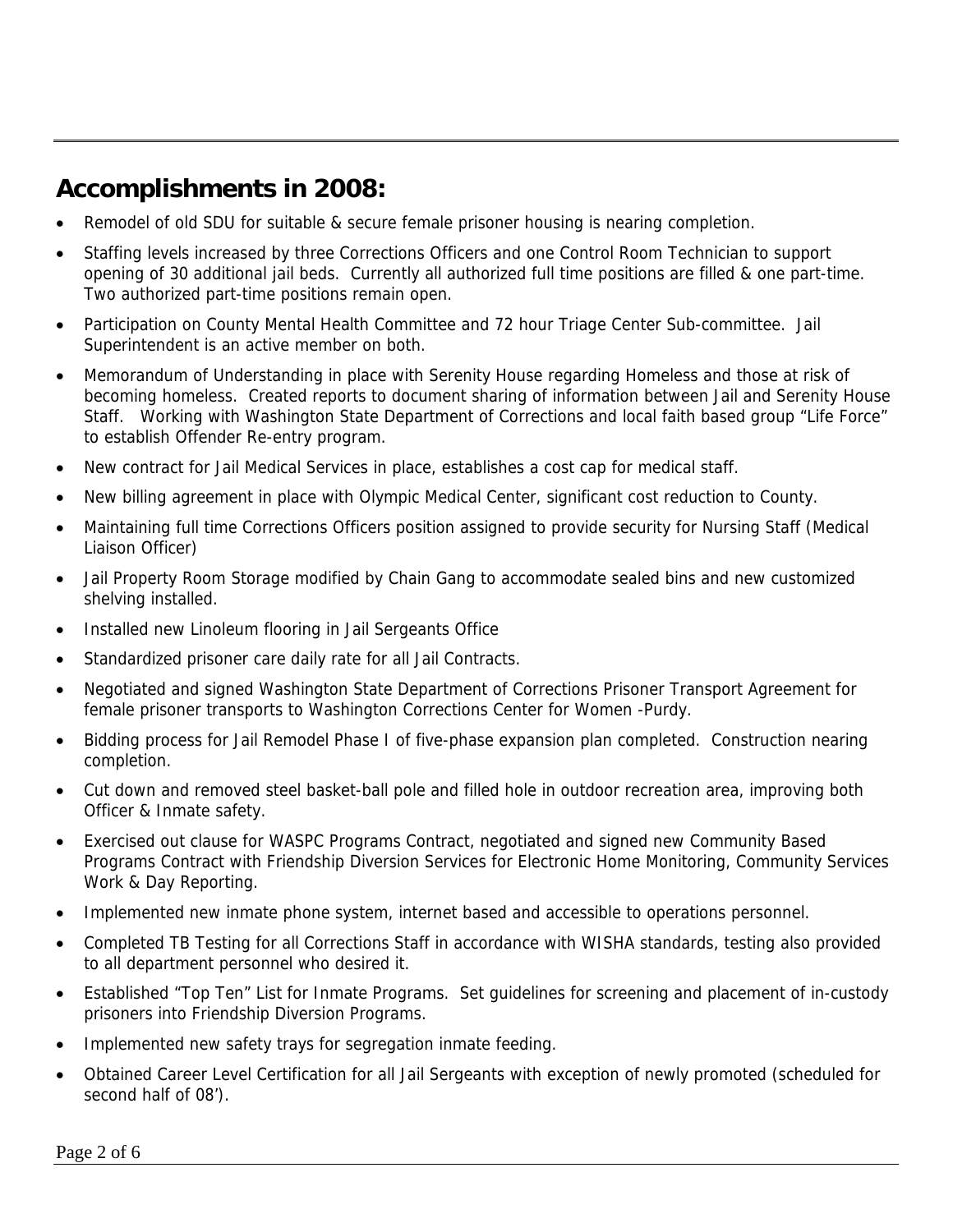## Accomplishments in 2008:

- Remodel of old SDU for suitable & secure female prisoner housing is nearing completion.
- Staffing levels increased by three Corrections Officers and one Control Room Technician to support opening of 30 additional jail beds. Currently all authorized full time positions are filled & one part-time. Two authorized part-time positions remain open.
- Participation on County Mental Health Committee and 72 hour Triage Center Sub-committee. Jail Superintendent is an active member on both.
- Memorandum of Understanding in place with Serenity House regarding Homeless and those at risk of becoming homeless. Created reports to document sharing of information between Jail and Serenity House Staff. Working with Washington State Department of Corrections and local faith based group "Life Force" to establish Offender Re-entry program.
- New contract for Jail Medical Services in place, establishes a cost cap for medical staff.
- New billing agreement in place with Olympic Medical Center, significant cost reduction to County.
- Maintaining full time Corrections Officers position assigned to provide security for Nursing Staff (Medical Liaison Officer)
- Jail Property Room Storage modified by Chain Gang to accommodate sealed bins and new customized shelving installed.
- Installed new Linoleum flooring in Jail Sergeants Office
- Standardized prisoner care daily rate for all Jail Contracts.
- Negotiated and signed Washington State Department of Corrections Prisoner Transport Agreement for female prisoner transports to Washington Corrections Center for Women -Purdy.
- Bidding process for Jail Remodel Phase I of five-phase expansion plan completed. Construction nearing completion.
- Cut down and removed steel basket-ball pole and filled hole in outdoor recreation area, improving both Officer & Inmate safety.
- Exercised out clause for WASPC Programs Contract, negotiated and signed new Community Based Programs Contract with Friendship Diversion Services for Electronic Home Monitoring, Community Services Work & Day Reporting.
- Implemented new inmate phone system, internet based and accessible to operations personnel.
- Completed TB Testing for all Corrections Staff in accordance with WISHA standards, testing also provided to all department personnel who desired it.
- Established "Top Ten" List for Inmate Programs. Set guidelines for screening and placement of in-custody prisoners into Friendship Diversion Programs.
- Implemented new safety trays for segregation inmate feeding.
- Obtained Career Level Certification for all Jail Sergeants with exception of newly promoted (scheduled for second half of 08').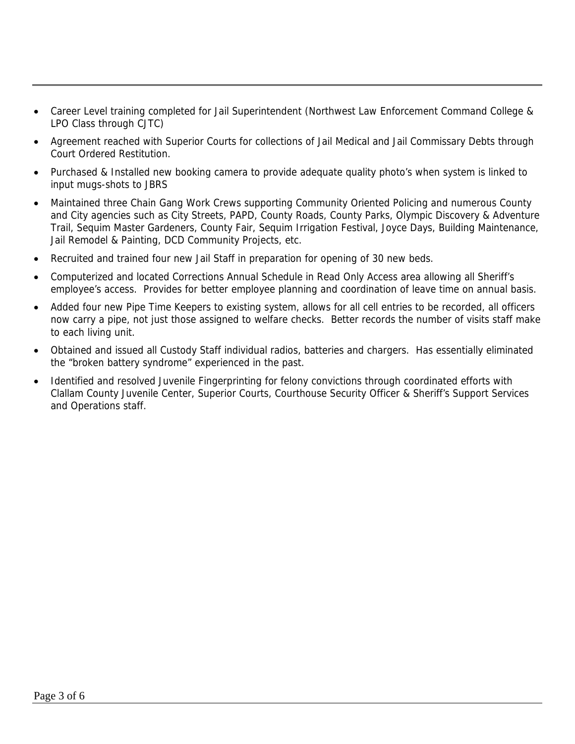- Career Level training completed for Jail Superintendent (Northwest Law Enforcement Command College & LPO Class through CJTC)
- Agreement reached with Superior Courts for collections of Jail Medical and Jail Commissary Debts through Court Ordered Restitution.
- Purchased & Installed new booking camera to provide adequate quality photo's when system is linked to input mugs-shots to JBRS
- Maintained three Chain Gang Work Crews supporting Community Oriented Policing and numerous County and City agencies such as City Streets, PAPD, County Roads, County Parks, Olympic Discovery & Adventure Trail, Sequim Master Gardeners, County Fair, Sequim Irrigation Festival, Joyce Days, Building Maintenance, Jail Remodel & Painting, DCD Community Projects, etc.
- Recruited and trained four new Jail Staff in preparation for opening of 30 new beds.
- Computerized and located Corrections Annual Schedule in Read Only Access area allowing all Sheriff's employee's access. Provides for better employee planning and coordination of leave time on annual basis.
- Added four new Pipe Time Keepers to existing system, allows for all cell entries to be recorded, all officers now carry a pipe, not just those assigned to welfare checks. Better records the number of visits staff make to each living unit.
- Obtained and issued all Custody Staff individual radios, batteries and chargers. Has essentially eliminated the "broken battery syndrome" experienced in the past.
- Identified and resolved Juvenile Fingerprinting for felony convictions through coordinated efforts with Clallam County Juvenile Center, Superior Courts, Courthouse Security Officer & Sheriff's Support Services and Operations staff.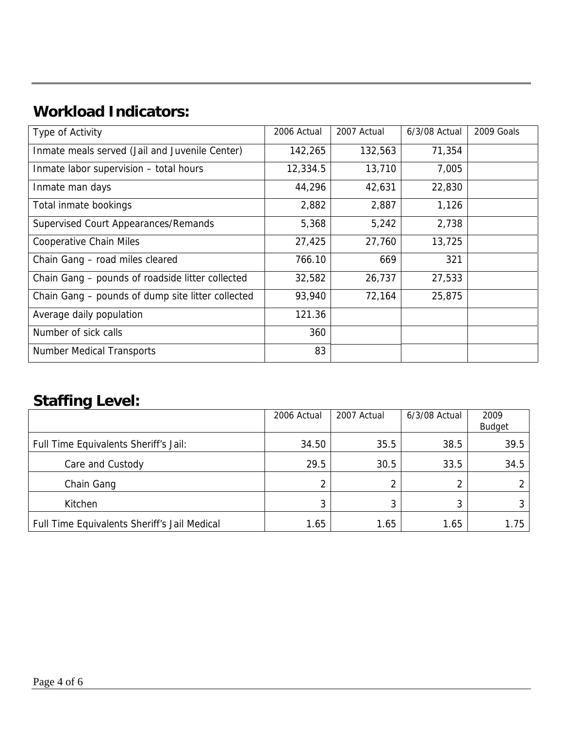## Workload Indicators:

| Type of Activity | 2006 Actual | 2007 Actual | 6/3/08 Actual | 2009 Goals |
|---|---|---|---|---|
| Inmate meals served (Jail and Juvenile Center) | 142,265 | 132,563 | 71,354 | |
| Inmate labor supervision – total hours | 12,334.5 | 13,710 | 7,005 | |
| Inmate man days | 44,296 | 42,631 | 22,830 | |
| Total inmate bookings | 2,882 | 2,887 | 1,126 | |
| Supervised Court Appearances/Remands | 5,368 | 5,242 | 2,738 | |
| Cooperative Chain Miles | 27,425 | 27,760 | 13,725 | |
| Chain Gang – road miles cleared | 766.10 | 669 | 321 | |
| Chain Gang – pounds of roadside litter collected | 32,582 | 26,737 | 27,533 | |
| Chain Gang – pounds of dump site litter collected | 93,940 | 72,164 | 25,875 | |
| Average daily population | 121.36 | | | |
| Number of sick calls | 360 | | | |
| Number Medical Transports | 83 | | | |

## Staffing Level:

| | 2006 Actual | 2007 Actual | 6/3/08 Actual | 2009 Budget |
|---|---|---|---|---|
| Full Time Equivalents Sheriff's Jail: | 34.50 | 35.5 | 38.5 | 39.5 |
| Care and Custody | 29.5 | 30.5 | 33.5 | 34.5 |
| Chain Gang | 2 | 2 | 2 | 2 |
| Kitchen | 3 | 3 | 3 | 3 |
| Full Time Equivalents Sheriff's Jail Medical | 1.65 | 1.65 | 1.65 | 1.75 |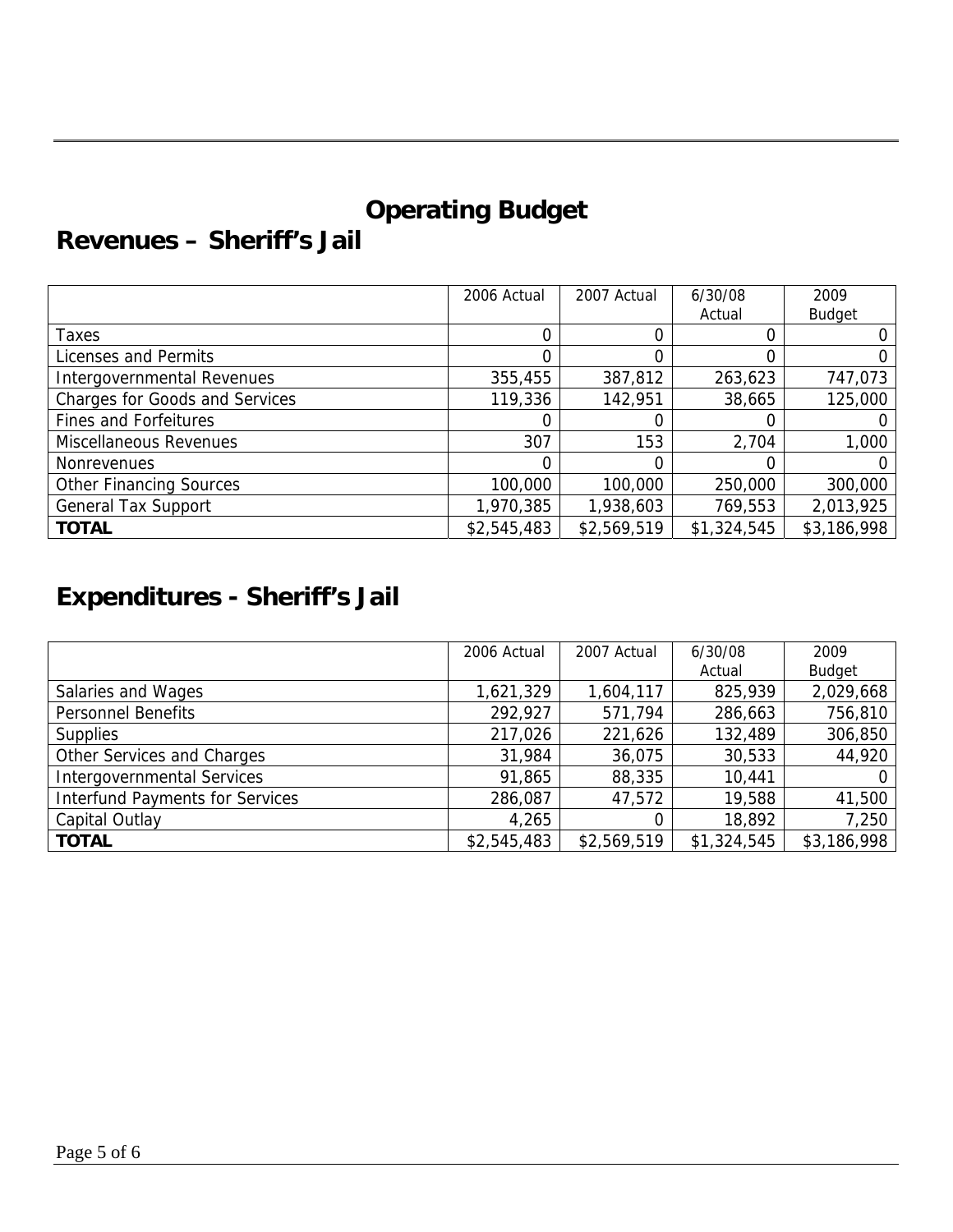# Operating Budget

## Revenues – Sheriff's Jail

| | 2006 Actual | 2007 Actual | 6/30/08 Actual | 2009 Budget |
|---|---|---|---|---|
| Taxes | 0 | 0 | 0 | 0 |
| Licenses and Permits | 0 | 0 | 0 | 0 |
| Intergovernmental Revenues | 355,455 | 387,812 | 263,623 | 747,073 |
| Charges for Goods and Services | 119,336 | 142,951 | 38,665 | 125,000 |
| Fines and Forfeitures | 0 | 0 | 0 | 0 |
| Miscellaneous Revenues | 307 | 153 | 2,704 | 1,000 |
| Nonrevenues | 0 | 0 | 0 | 0 |
| Other Financing Sources | 100,000 | 100,000 | 250,000 | 300,000 |
| General Tax Support | 1,970,385 | 1,938,603 | 769,553 | 2,013,925 |
| **TOTAL** | $2,545,483 | $2,569,519 | $1,324,545 | $3,186,998 |

## Expenditures - Sheriff's Jail

| | 2006 Actual | 2007 Actual | 6/30/08 Actual | 2009 Budget |
|---|---|---|---|---|
| Salaries and Wages | 1,621,329 | 1,604,117 | 825,939 | 2,029,668 |
| Personnel Benefits | 292,927 | 571,794 | 286,663 | 756,810 |
| Supplies | 217,026 | 221,626 | 132,489 | 306,850 |
| Other Services and Charges | 31,984 | 36,075 | 30,533 | 44,920 |
| Intergovernmental Services | 91,865 | 88,335 | 10,441 | 0 |
| Interfund Payments for Services | 286,087 | 47,572 | 19,588 | 41,500 |
| Capital Outlay | 4,265 | 0 | 18,892 | 7,250 |
| **TOTAL** | $2,545,483 | $2,569,519 | $1,324,545 | $3,186,998 |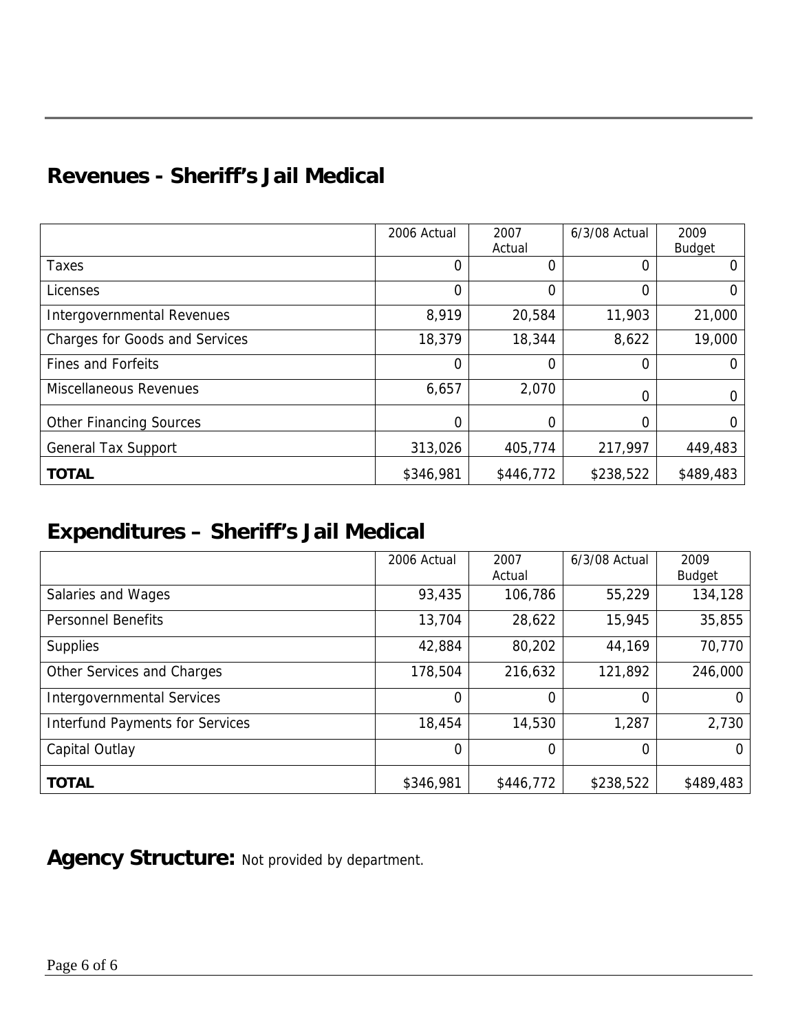## Revenues - Sheriff's Jail Medical

| | 2006 Actual | 2007 Actual | 6/3/08 Actual | 2009 Budget |
|---|---|---|---|---|
| Taxes | 0 | 0 | 0 | 0 |
| Licenses | 0 | 0 | 0 | 0 |
| Intergovernmental Revenues | 8,919 | 20,584 | 11,903 | 21,000 |
| Charges for Goods and Services | 18,379 | 18,344 | 8,622 | 19,000 |
| Fines and Forfeits | 0 | 0 | 0 | 0 |
| Miscellaneous Revenues | 6,657 | 2,070 | 0 | 0 |
| Other Financing Sources | 0 | 0 | 0 | 0 |
| General Tax Support | 313,026 | 405,774 | 217,997 | 449,483 |
| **TOTAL** | $346,981 | $446,772 | $238,522 | $489,483 |

## Expenditures – Sheriff's Jail Medical

| | 2006 Actual | 2007 Actual | 6/3/08 Actual | 2009 Budget |
|---|---|---|---|---|
| Salaries and Wages | 93,435 | 106,786 | 55,229 | 134,128 |
| Personnel Benefits | 13,704 | 28,622 | 15,945 | 35,855 |
| Supplies | 42,884 | 80,202 | 44,169 | 70,770 |
| Other Services and Charges | 178,504 | 216,632 | 121,892 | 246,000 |
| Intergovernmental Services | 0 | 0 | 0 | 0 |
| Interfund Payments for Services | 18,454 | 14,530 | 1,287 | 2,730 |
| Capital Outlay | 0 | 0 | 0 | 0 |
| **TOTAL** | $346,981 | $446,772 | $238,522 | $489,483 |

## Agency Structure: Not provided by department.